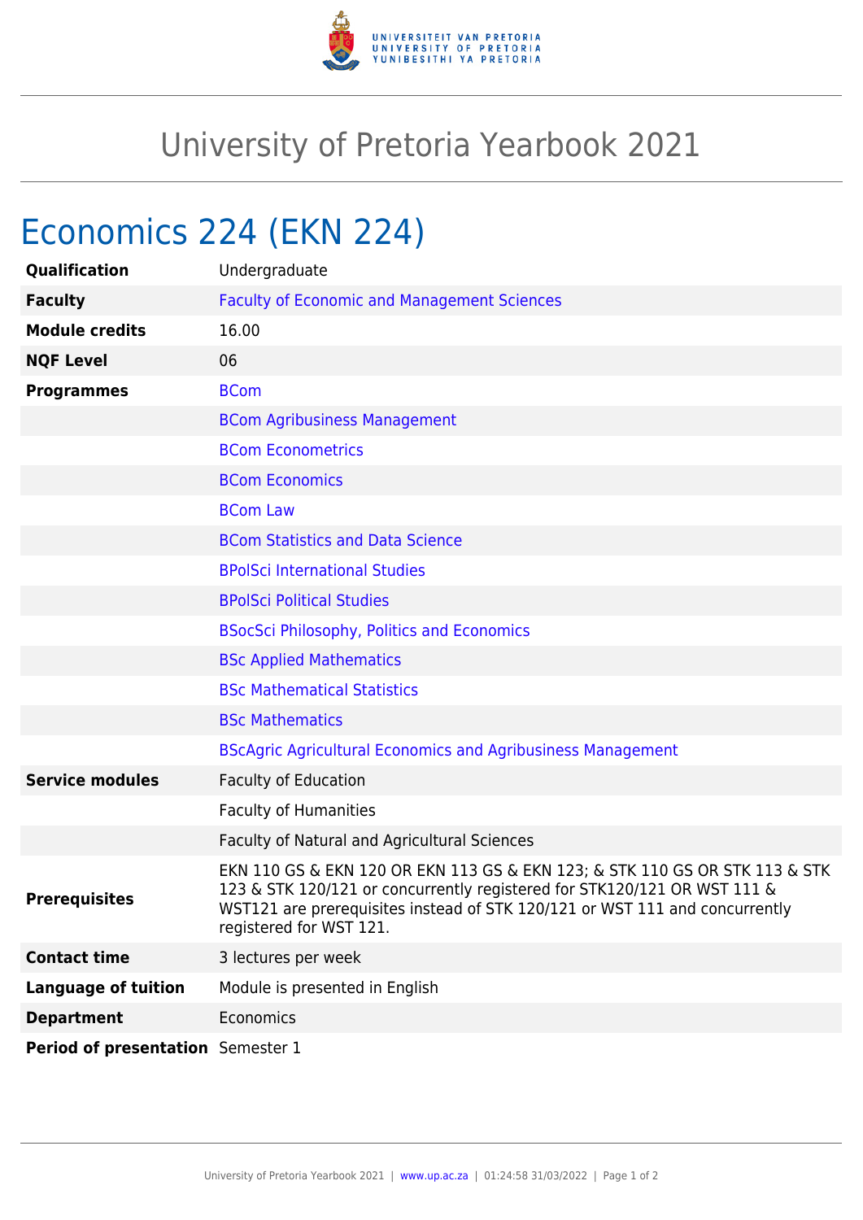# University of Pretoria Yearbook 2021

## Economics 224 (EKN 224)

| | |
|---|---|
| **Qualification** | Undergraduate |
| **Faculty** | Faculty of Economic and Management Sciences |
| **Module credits** | 16.00 |
| **NQF Level** | 06 |
| **Programmes** | BCom |
| | BCom Agribusiness Management |
| | BCom Econometrics |
| | BCom Economics |
| | BCom Law |
| | BCom Statistics and Data Science |
| | BPolSci International Studies |
| | BPolSci Political Studies |
| | BSocSci Philosophy, Politics and Economics |
| | BSc Applied Mathematics |
| | BSc Mathematical Statistics |
| | BSc Mathematics |
| | BScAgric Agricultural Economics and Agribusiness Management |
| **Service modules** | Faculty of Education |
| | Faculty of Humanities |
| | Faculty of Natural and Agricultural Sciences |
| **Prerequisites** | EKN 110 GS & EKN 120 OR EKN 113 GS & EKN 123; & STK 110 GS OR STK 113 & STK 123 & STK 120/121 or concurrently registered for STK120/121 OR WST 111 & WST121 are prerequisites instead of STK 120/121 or WST 111 and concurrently registered for WST 121. |
| **Contact time** | 3 lectures per week |
| **Language of tuition** | Module is presented in English |
| **Department** | Economics |
| **Period of presentation** | Semester 1 |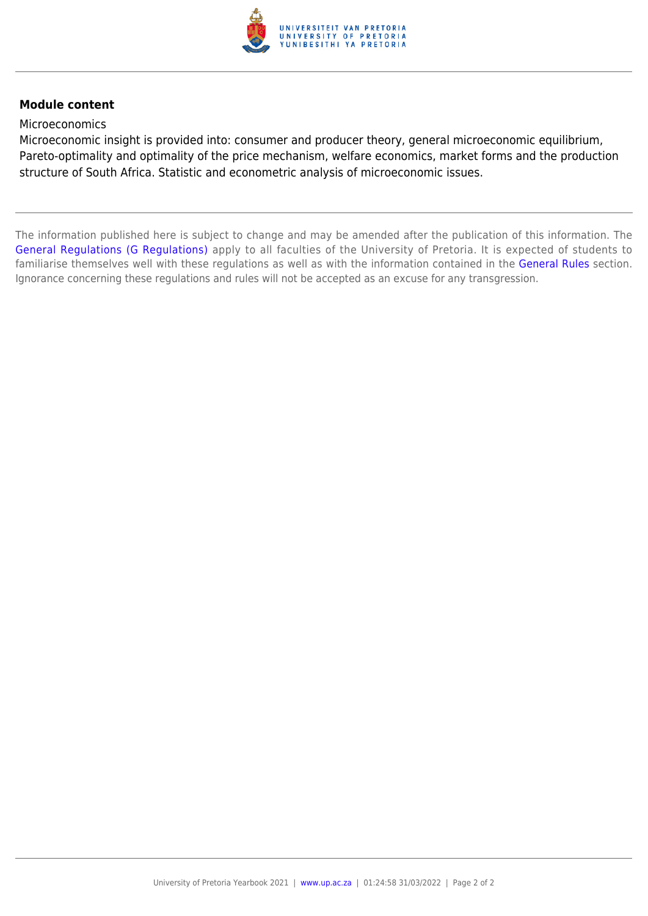**Module content**

Microeconomics

Microeconomic insight is provided into: consumer and producer theory, general microeconomic equilibrium, Pareto-optimality and optimality of the price mechanism, welfare economics, market forms and the production structure of South Africa. Statistic and econometric analysis of microeconomic issues.

The information published here is subject to change and may be amended after the publication of this information. The General Regulations (G Regulations) apply to all faculties of the University of Pretoria. It is expected of students to familiarise themselves well with these regulations as well as with the information contained in the General Rules section. Ignorance concerning these regulations and rules will not be accepted as an excuse for any transgression.